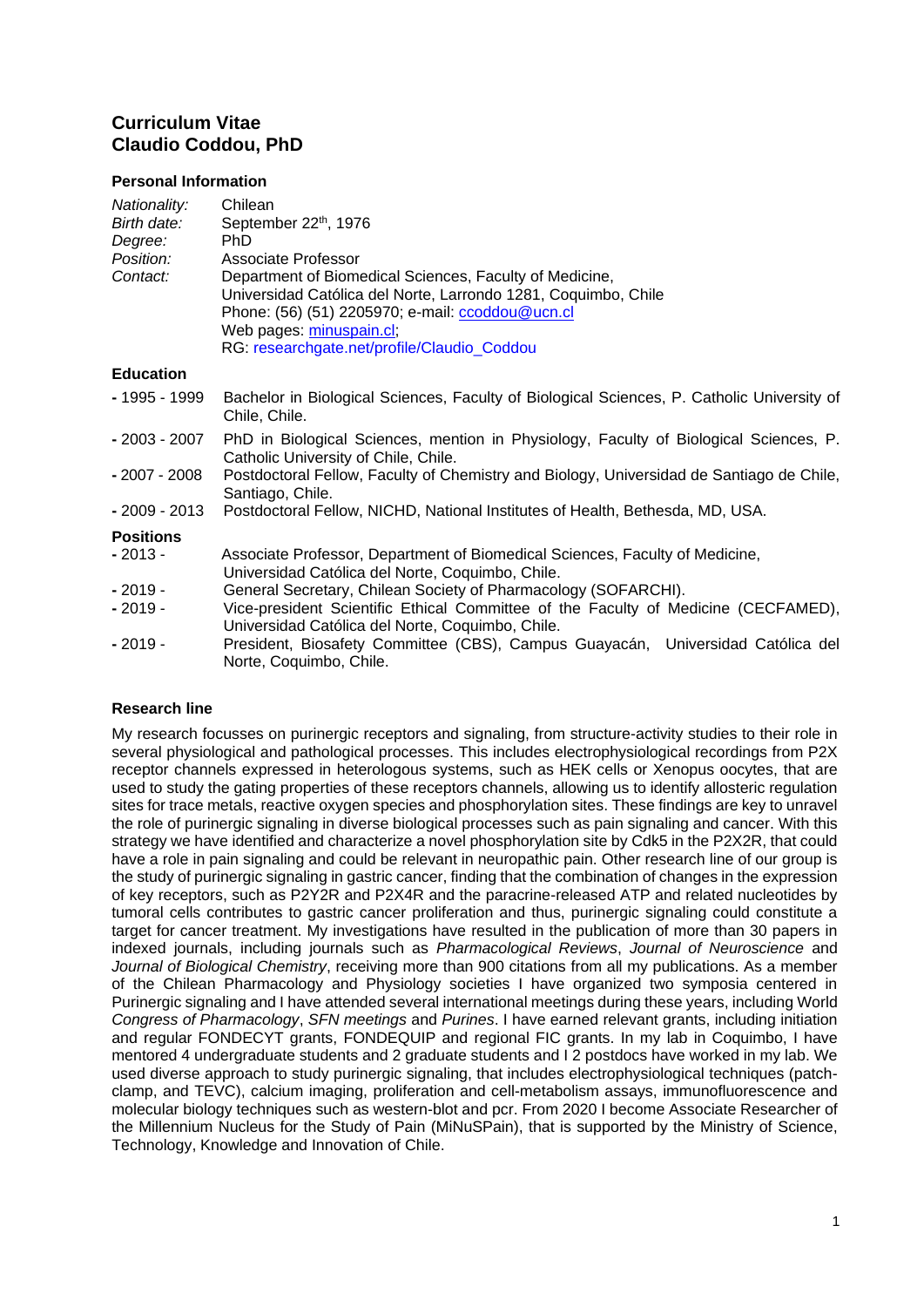# Curriculum Vitae
# Claudio Coddou, PhD

### Personal Information

*Nationality:* Chilean
*Birth date:* September 22$^{th}$, 1976
*Degree:* PhD
*Position:* Associate Professor
*Contact:* Department of Biomedical Sciences, Faculty of Medicine,
Universidad Católica del Norte, Larrondo 1281, Coquimbo, Chile
Phone: (56) (51) 2205970; e-mail: [ccoddou@ucn.cl](mailto:ccoddou@ucn.cl)
Web pages: [minuspain.cl](http://minuspain.cl);
RG: researchgate.net/profile/Claudio_Coddou

### Education

- **-** 1995 - 1999 Bachelor in Biological Sciences, Faculty of Biological Sciences, P. Catholic University of Chile, Chile.
- **-** 2003 - 2007 PhD in Biological Sciences, mention in Physiology, Faculty of Biological Sciences, P. Catholic University of Chile, Chile.
- **-** 2007 - 2008 Postdoctoral Fellow, Faculty of Chemistry and Biology, Universidad de Santiago de Chile, Santiago, Chile.
- **-** 2009 - 2013 Postdoctoral Fellow, NICHD, National Institutes of Health, Bethesda, MD, USA.

### Positions

- **-** 2013 - Associate Professor, Department of Biomedical Sciences, Faculty of Medicine, Universidad Católica del Norte, Coquimbo, Chile.
- **-** 2019 - General Secretary, Chilean Society of Pharmacology (SOFARCHI).
- **-** 2019 - Vice-president Scientific Ethical Committee of the Faculty of Medicine (CECFAMED), Universidad Católica del Norte, Coquimbo, Chile.
- **-** 2019 - President, Biosafety Committee (CBS), Campus Guayacán, Universidad Católica del Norte, Coquimbo, Chile.

### Research line

My research focusses on purinergic receptors and signaling, from structure-activity studies to their role in several physiological and pathological processes. This includes electrophysiological recordings from P2X receptor channels expressed in heterologous systems, such as HEK cells or Xenopus oocytes, that are used to study the gating properties of these receptors channels, allowing us to identify allosteric regulation sites for trace metals, reactive oxygen species and phosphorylation sites. These findings are key to unravel the role of purinergic signaling in diverse biological processes such as pain signaling and cancer. With this strategy we have identified and characterize a novel phosphorylation site by Cdk5 in the P2X2R, that could have a role in pain signaling and could be relevant in neuropathic pain. Other research line of our group is the study of purinergic signaling in gastric cancer, finding that the combination of changes in the expression of key receptors, such as P2Y2R and P2X4R and the paracrine-released ATP and related nucleotides by tumoral cells contributes to gastric cancer proliferation and thus, purinergic signaling could constitute a target for cancer treatment. My investigations have resulted in the publication of more than 30 papers in indexed journals, including journals such as *Pharmacological Reviews*, *Journal of Neuroscience* and *Journal of Biological Chemistry*, receiving more than 900 citations from all my publications. As a member of the Chilean Pharmacology and Physiology societies I have organized two symposia centered in Purinergic signaling and I have attended several international meetings during these years, including World *Congress of Pharmacology*, *SFN meetings* and *Purines*. I have earned relevant grants, including initiation and regular FONDECYT grants, FONDEQUIP and regional FIC grants. In my lab in Coquimbo, I have mentored 4 undergraduate students and 2 graduate students and I 2 postdocs have worked in my lab. We used diverse approach to study purinergic signaling, that includes electrophysiological techniques (patch-clamp, and TEVC), calcium imaging, proliferation and cell-metabolism assays, immunofluorescence and molecular biology techniques such as western-blot and pcr. From 2020 I become Associate Researcher of the Millennium Nucleus for the Study of Pain (MiNuSPain), that is supported by the Ministry of Science, Technology, Knowledge and Innovation of Chile.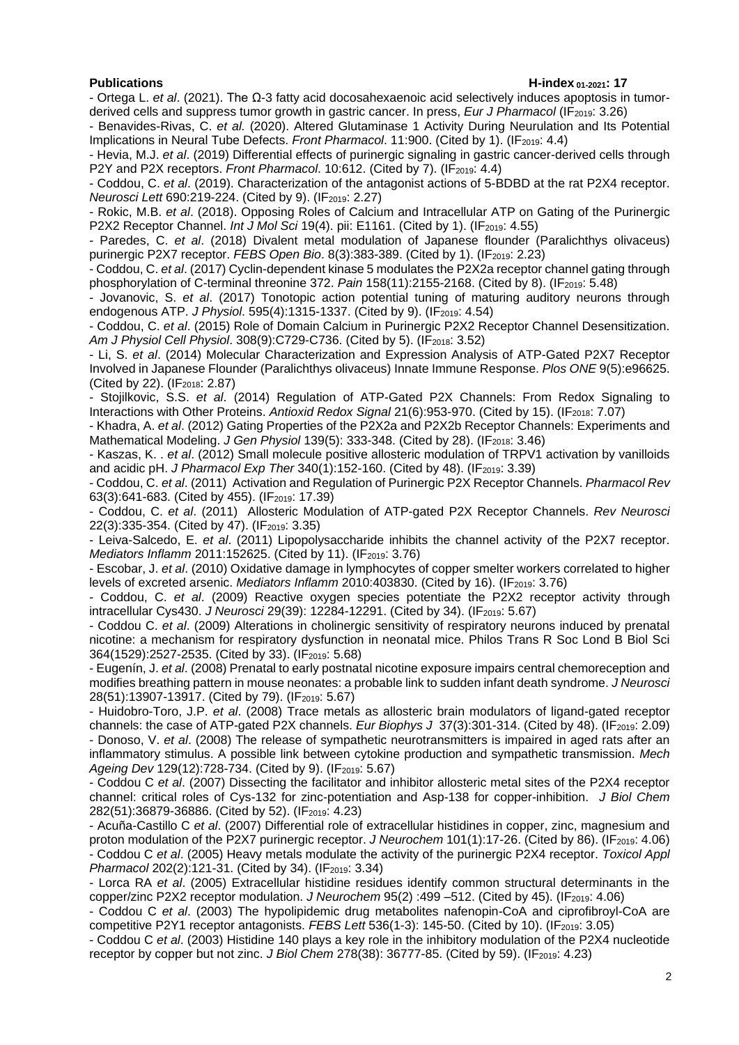**Publications** **H-index $_{01\text{-}2021}$: 17**

- Ortega L. *et al*. (2021). The Ω-3 fatty acid docosahexaenoic acid selectively induces apoptosis in tumor-derived cells and suppress tumor growth in gastric cancer. In press, *Eur J Pharmacol* ($IF_{2019}$: 3.26)
- Benavides-Rivas, C. *et al.* (2020). Altered Glutaminase 1 Activity During Neurulation and Its Potential Implications in Neural Tube Defects. *Front Pharmacol*. 11:900. (Cited by 1). ($IF_{2019}$: 4.4)
- Hevia, M.J. *et al*. (2019) Differential effects of purinergic signaling in gastric cancer-derived cells through P2Y and P2X receptors. *Front Pharmacol*. 10:612. (Cited by 7). ($IF_{2019}$: 4.4)
- Coddou, C. *et al*. (2019). Characterization of the antagonist actions of 5-BDBD at the rat P2X4 receptor. *Neurosci Lett* 690:219-224. (Cited by 9). ($IF_{2019}$: 2.27)
- Rokic, M.B. *et al*. (2018). Opposing Roles of Calcium and Intracellular ATP on Gating of the Purinergic P2X2 Receptor Channel. *Int J Mol Sci* 19(4). pii: E1161. (Cited by 1). ($IF_{2019}$: 4.55)
- Paredes, C. *et al*. (2018) Divalent metal modulation of Japanese flounder (Paralichthys olivaceus) purinergic P2X7 receptor. *FEBS Open Bio*. 8(3):383-389. (Cited by 1). ($IF_{2019}$: 2.23)
- Coddou, C. *et al*. (2017) Cyclin-dependent kinase 5 modulates the P2X2a receptor channel gating through phosphorylation of C-terminal threonine 372. *Pain* 158(11):2155-2168. (Cited by 8). ($IF_{2019}$: 5.48)
- Jovanovic, S. *et al*. (2017) Tonotopic action potential tuning of maturing auditory neurons through endogenous ATP. *J Physiol*. 595(4):1315-1337. (Cited by 9). ($IF_{2019}$: 4.54)
- Coddou, C. *et al*. (2015) Role of Domain Calcium in Purinergic P2X2 Receptor Channel Desensitization. *Am J Physiol Cell Physiol*. 308(9):C729-C736. (Cited by 5). ($IF_{2018}$: 3.52)
- Li, S. *et al*. (2014) Molecular Characterization and Expression Analysis of ATP-Gated P2X7 Receptor Involved in Japanese Flounder (Paralichthys olivaceus) Innate Immune Response. *Plos ONE* 9(5):e96625. (Cited by 22). ($IF_{2018}$: 2.87)
- Stojilkovic, S.S. *et al*. (2014) Regulation of ATP-Gated P2X Channels: From Redox Signaling to Interactions with Other Proteins. *Antioxid Redox Signal* 21(6):953-970. (Cited by 15). ($IF_{2018}$: 7.07)
- Khadra, A. *et al*. (2012) Gating Properties of the P2X2a and P2X2b Receptor Channels: Experiments and Mathematical Modeling. *J Gen Physiol* 139(5): 333-348. (Cited by 28). ($IF_{2018}$: 3.46)
- Kaszas, K. . *et al*. (2012) Small molecule positive allosteric modulation of TRPV1 activation by vanilloids and acidic pH. *J Pharmacol Exp Ther* 340(1):152-160. (Cited by 48). ($IF_{2019}$: 3.39)
- Coddou, C. *et al*. (2011) Activation and Regulation of Purinergic P2X Receptor Channels. *Pharmacol Rev* 63(3):641-683. (Cited by 455). ($IF_{2019}$: 17.39)
- Coddou, C. *et al*. (2011) Allosteric Modulation of ATP-gated P2X Receptor Channels. *Rev Neurosci* 22(3):335-354. (Cited by 47). ($IF_{2019}$: 3.35)
- Leiva-Salcedo, E. *et al*. (2011) Lipopolysaccharide inhibits the channel activity of the P2X7 receptor. *Mediators Inflamm* 2011:152625. (Cited by 11). ($IF_{2019}$: 3.76)
- Escobar, J. *et al*. (2010) Oxidative damage in lymphocytes of copper smelter workers correlated to higher levels of excreted arsenic. *Mediators Inflamm* 2010:403830. (Cited by 16). ($IF_{2019}$: 3.76)
- Coddou, C. *et al*. (2009) Reactive oxygen species potentiate the P2X2 receptor activity through intracellular Cys430. *J Neurosci* 29(39): 12284-12291. (Cited by 34). ($IF_{2019}$: 5.67)
- Coddou C. *et al*. (2009) Alterations in cholinergic sensitivity of respiratory neurons induced by prenatal nicotine: a mechanism for respiratory dysfunction in neonatal mice. Philos Trans R Soc Lond B Biol Sci 364(1529):2527-2535. (Cited by 33). ($IF_{2019}$: 5.68)
- Eugenín, J. *et al*. (2008) Prenatal to early postnatal nicotine exposure impairs central chemoreception and modifies breathing pattern in mouse neonates: a probable link to sudden infant death syndrome. *J Neurosci* 28(51):13907-13917. (Cited by 79). ($IF_{2019}$: 5.67)
- Huidobro-Toro, J.P. *et al*. (2008) Trace metals as allosteric brain modulators of ligand-gated receptor channels: the case of ATP-gated P2X channels. *Eur Biophys J* 37(3):301-314. (Cited by 48). ($IF_{2019}$: 2.09)
- Donoso, V. *et al*. (2008) The release of sympathetic neurotransmitters is impaired in aged rats after an inflammatory stimulus. A possible link between cytokine production and sympathetic transmission. *Mech Ageing Dev* 129(12):728-734. (Cited by 9). ($IF_{2019}$: 5.67)
- Coddou C *et al*. (2007) Dissecting the facilitator and inhibitor allosteric metal sites of the P2X4 receptor channel: critical roles of Cys-132 for zinc-potentiation and Asp-138 for copper-inhibition. *J Biol Chem* 282(51):36879-36886. (Cited by 52). ($IF_{2019}$: 4.23)
- Acuña-Castillo C *et al*. (2007) Differential role of extracellular histidines in copper, zinc, magnesium and proton modulation of the P2X7 purinergic receptor. *J Neurochem* 101(1):17-26. (Cited by 86). ($IF_{2019}$: 4.06)
- Coddou C *et al*. (2005) Heavy metals modulate the activity of the purinergic P2X4 receptor. *Toxicol Appl Pharmacol* 202(2):121-31. (Cited by 34). ($IF_{2019}$: 3.34)
- Lorca RA *et al*. (2005) Extracellular histidine residues identify common structural determinants in the copper/zinc P2X2 receptor modulation. *J Neurochem* 95(2) :499 –512. (Cited by 45). ($IF_{2019}$: 4.06)
- Coddou C *et al*. (2003) The hypolipidemic drug metabolites nafenopin-CoA and ciprofibroyl-CoA are competitive P2Y1 receptor antagonists. *FEBS Lett* 536(1-3): 145-50. (Cited by 10). ($IF_{2019}$: 3.05)
- Coddou C *et al*. (2003) Histidine 140 plays a key role in the inhibitory modulation of the P2X4 nucleotide receptor by copper but not zinc. *J Biol Chem* 278(38): 36777-85. (Cited by 59). ($IF_{2019}$: 4.23)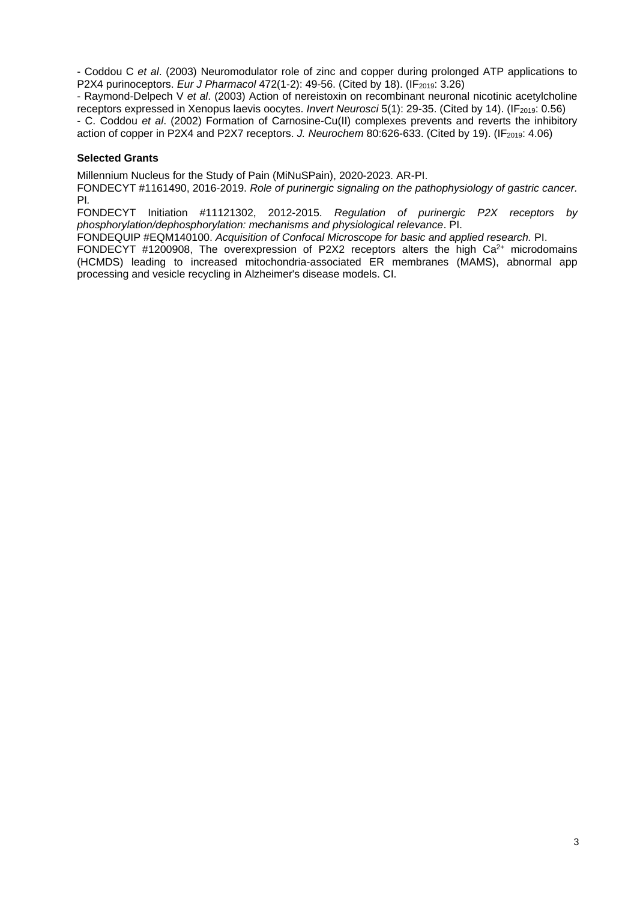- Coddou C *et al*. (2003) Neuromodulator role of zinc and copper during prolonged ATP applications to P2X4 purinoceptors. *Eur J Pharmacol* 472(1-2): 49-56. (Cited by 18). ($IF_{2019}$: 3.26)
- Raymond-Delpech V *et al*. (2003) Action of nereistoxin on recombinant neuronal nicotinic acetylcholine receptors expressed in Xenopus laevis oocytes. *Invert Neurosci* 5(1): 29-35. (Cited by 14). ($IF_{2019}$: 0.56)
- C. Coddou *et al*. (2002) Formation of Carnosine-Cu(II) complexes prevents and reverts the inhibitory action of copper in P2X4 and P2X7 receptors. *J. Neurochem* 80:626-633. (Cited by 19). ($IF_{2019}$: 4.06)

**Selected Grants**

Millennium Nucleus for the Study of Pain (MiNuSPain), 2020-2023. AR-PI.
FONDECYT #1161490, 2016-2019. *Role of purinergic signaling on the pathophysiology of gastric cancer.* PI.
FONDECYT Initiation #11121302, 2012-2015. *Regulation of purinergic P2X receptors by phosphorylation/dephosphorylation: mechanisms and physiological relevance*. PI.
FONDEQUIP #EQM140100. *Acquisition of Confocal Microscope for basic and applied research.* PI.
FONDECYT #1200908, The overexpression of P2X2 receptors alters the high $Ca^{2+}$ microdomains (HCMDS) leading to increased mitochondria-associated ER membranes (MAMS), abnormal app processing and vesicle recycling in Alzheimer's disease models. CI.